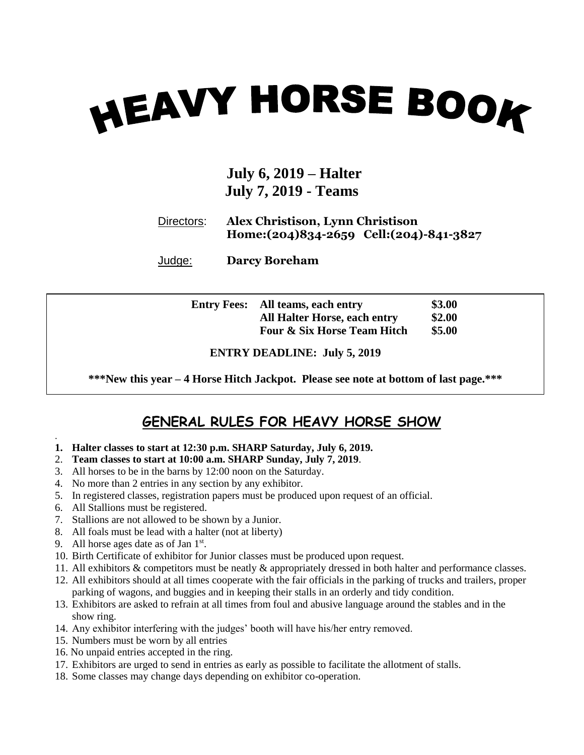# HEAVY HORSE BOOK

**July 6, 2019 – Halter**
**July 7, 2019 - Teams**

Directors: **Alex Christison, Lynn Christison**
**Home:(204)834-2659 Cell:(204)-841-3827**

Judge: **Darcy Boreham**

| **Entry Fees:** | **All teams, each entry** | **$3.00** |
|---|---|---|
| | **All Halter Horse, each entry** | **$2.00** |
| | **Four & Six Horse Team Hitch** | **$5.00** |

**ENTRY DEADLINE: July 5, 2019**

**\*\*\*New this year – 4 Horse Hitch Jackpot. Please see note at bottom of last page.\*\*\***

## GENERAL RULES FOR HEAVY HORSE SHOW

1. **Halter classes to start at 12:30 p.m. SHARP Saturday, July 6, 2019.**
2. **Team classes to start at 10:00 a.m. SHARP Sunday, July 7, 2019**.
3. All horses to be in the barns by 12:00 noon on the Saturday.
4. No more than 2 entries in any section by any exhibitor.
5. In registered classes, registration papers must be produced upon request of an official.
6. All Stallions must be registered.
7. Stallions are not allowed to be shown by a Junior.
8. All foals must be lead with a halter (not at liberty)
9. All horse ages date as of Jan 1st.
10. Birth Certificate of exhibitor for Junior classes must be produced upon request.
11. All exhibitors & competitors must be neatly & appropriately dressed in both halter and performance classes.
12. All exhibitors should at all times cooperate with the fair officials in the parking of trucks and trailers, proper parking of wagons, and buggies and in keeping their stalls in an orderly and tidy condition.
13. Exhibitors are asked to refrain at all times from foul and abusive language around the stables and in the show ring.
14. Any exhibitor interfering with the judges' booth will have his/her entry removed.
15. Numbers must be worn by all entries
16. No unpaid entries accepted in the ring.
17. Exhibitors are urged to send in entries as early as possible to facilitate the allotment of stalls.
18. Some classes may change days depending on exhibitor co-operation.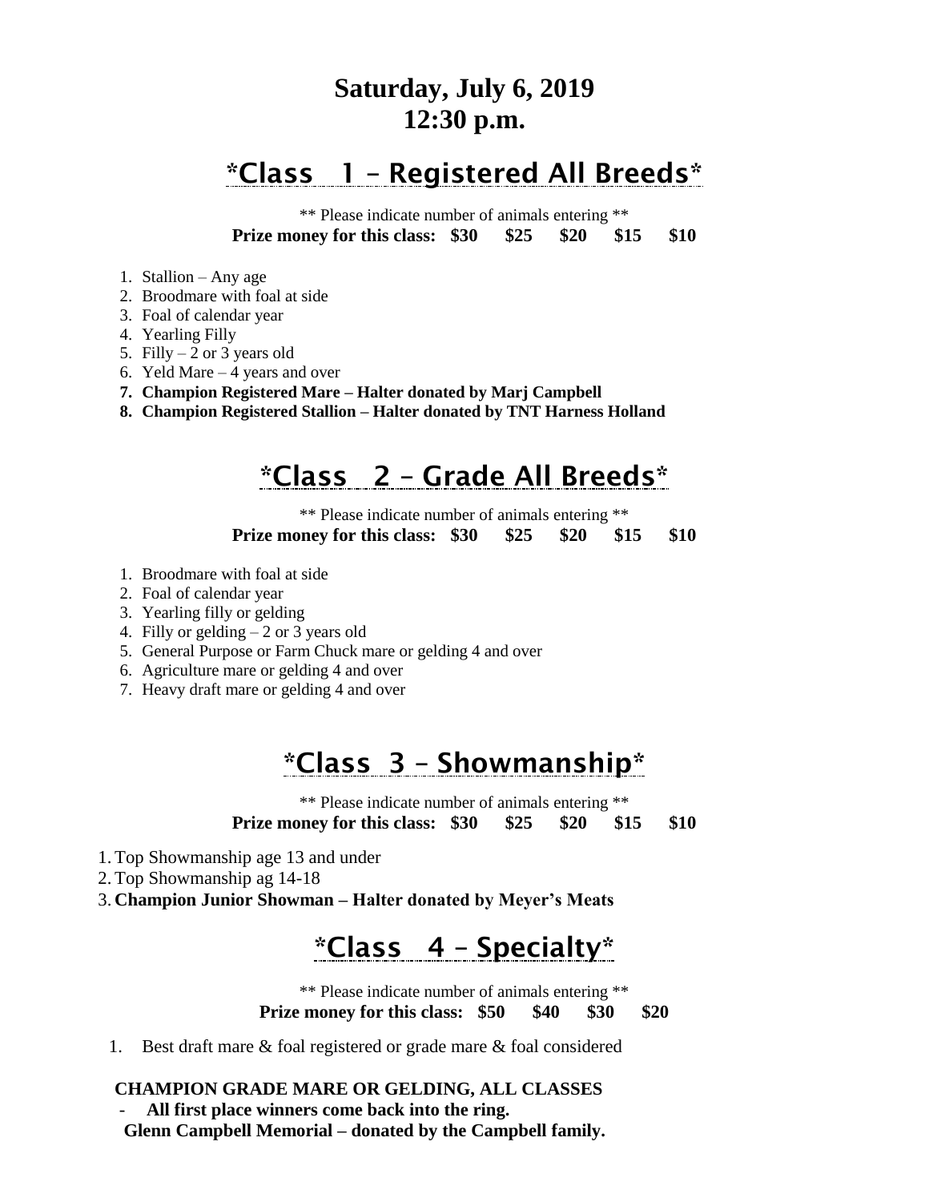# Saturday, July 6, 2019
# 12:30 p.m.

## *Class 1 – Registered All Breeds*

** Please indicate number of animals entering **

**Prize money for this class: $30 $25 $20 $15 $10**

1. Stallion – Any age
2. Broodmare with foal at side
3. Foal of calendar year
4. Yearling Filly
5. Filly – 2 or 3 years old
6. Yeld Mare – 4 years and over
7. **Champion Registered Mare – Halter donated by Marj Campbell**
8. **Champion Registered Stallion – Halter donated by TNT Harness Holland**

## *Class 2 – Grade All Breeds*

** Please indicate number of animals entering **

**Prize money for this class: $30 $25 $20 $15 $10**

1. Broodmare with foal at side
2. Foal of calendar year
3. Yearling filly or gelding
4. Filly or gelding – 2 or 3 years old
5. General Purpose or Farm Chuck mare or gelding 4 and over
6. Agriculture mare or gelding 4 and over
7. Heavy draft mare or gelding 4 and over

## *Class 3 – Showmanship*

** Please indicate number of animals entering **

**Prize money for this class: $30 $25 $20 $15 $10**

1. Top Showmanship age 13 and under
2. Top Showmanship ag 14-18
3. **Champion Junior Showman – Halter donated by Meyer's Meats**

## *Class 4 – Specialty*

** Please indicate number of animals entering **

**Prize money for this class: $50 $40 $30 $20**

1. Best draft mare & foal registered or grade mare & foal considered

**CHAMPION GRADE MARE OR GELDING, ALL CLASSES**

- **All first place winners come back into the ring.**

**Glenn Campbell Memorial – donated by the Campbell family.**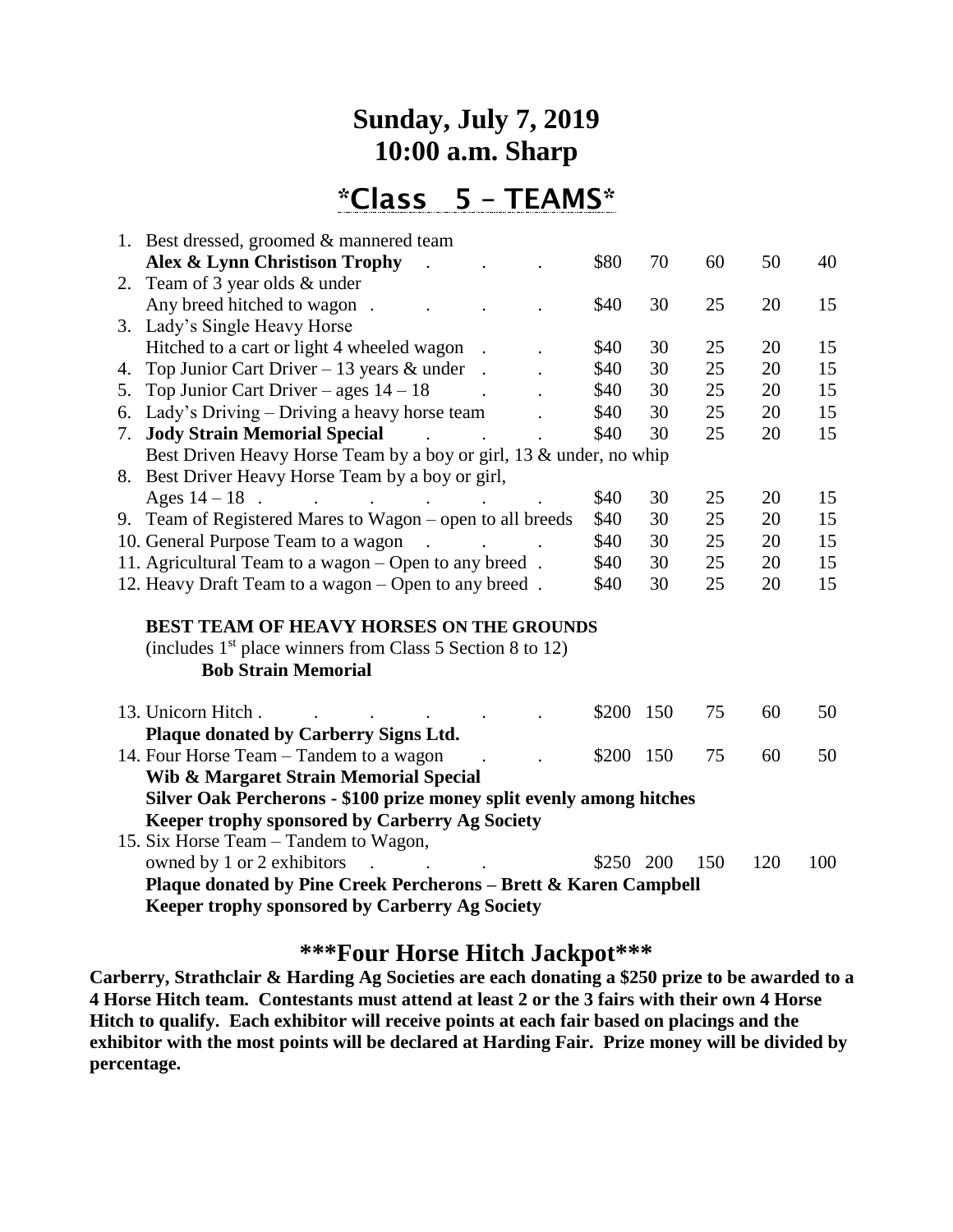# Sunday, July 7, 2019
# 10:00 a.m. Sharp

## *Class 5 – TEAMS*

| | | | | | |
|---|---|---|---|---|---|
| 1. Best dressed, groomed & mannered team **Alex & Lynn Christison Trophy** | $80 | 70 | 60 | 50 | 40 |
| 2. Team of 3 year olds & under Any breed hitched to wagon | $40 | 30 | 25 | 20 | 15 |
| 3. Lady's Single Heavy Horse Hitched to a cart or light 4 wheeled wagon | $40 | 30 | 25 | 20 | 15 |
| 4. Top Junior Cart Driver – 13 years & under | $40 | 30 | 25 | 20 | 15 |
| 5. Top Junior Cart Driver – ages 14 – 18 | $40 | 30 | 25 | 20 | 15 |
| 6. Lady's Driving – Driving a heavy horse team | $40 | 30 | 25 | 20 | 15 |
| 7. **Jody Strain Memorial Special** Best Driven Heavy Horse Team by a boy or girl, 13 & under, no whip | $40 | 30 | 25 | 20 | 15 |
| 8. Best Driver Heavy Horse Team by a boy or girl, Ages 14 – 18 | $40 | 30 | 25 | 20 | 15 |
| 9. Team of Registered Mares to Wagon – open to all breeds | $40 | 30 | 25 | 20 | 15 |
| 10. General Purpose Team to a wagon | $40 | 30 | 25 | 20 | 15 |
| 11. Agricultural Team to a wagon – Open to any breed | $40 | 30 | 25 | 20 | 15 |
| 12. Heavy Draft Team to a wagon – Open to any breed | $40 | 30 | 25 | 20 | 15 |

**BEST TEAM OF HEAVY HORSES ON THE GROUNDS**
(includes 1st place winners from Class 5 Section 8 to 12)
**Bob Strain Memorial**

| | | | | | |
|---|---|---|---|---|---|
| 13. Unicorn Hitch **Plaque donated by Carberry Signs Ltd.** | $200 | 150 | 75 | 60 | 50 |
| 14. Four Horse Team – Tandem to a wagon **Wib & Margaret Strain Memorial Special** **Silver Oak Percherons - $100 prize money split evenly among hitches** **Keeper trophy sponsored by Carberry Ag Society** | $200 | 150 | 75 | 60 | 50 |
| 15. Six Horse Team – Tandem to Wagon, owned by 1 or 2 exhibitors **Plaque donated by Pine Creek Percherons – Brett & Karen Campbell** **Keeper trophy sponsored by Carberry Ag Society** | $250 | 200 | 150 | 120 | 100 |

## ***Four Horse Hitch Jackpot***

**Carberry, Strathclair & Harding Ag Societies are each donating a $250 prize to be awarded to a 4 Horse Hitch team. Contestants must attend at least 2 or the 3 fairs with their own 4 Horse Hitch to qualify. Each exhibitor will receive points at each fair based on placings and the exhibitor with the most points will be declared at Harding Fair. Prize money will be divided by percentage.**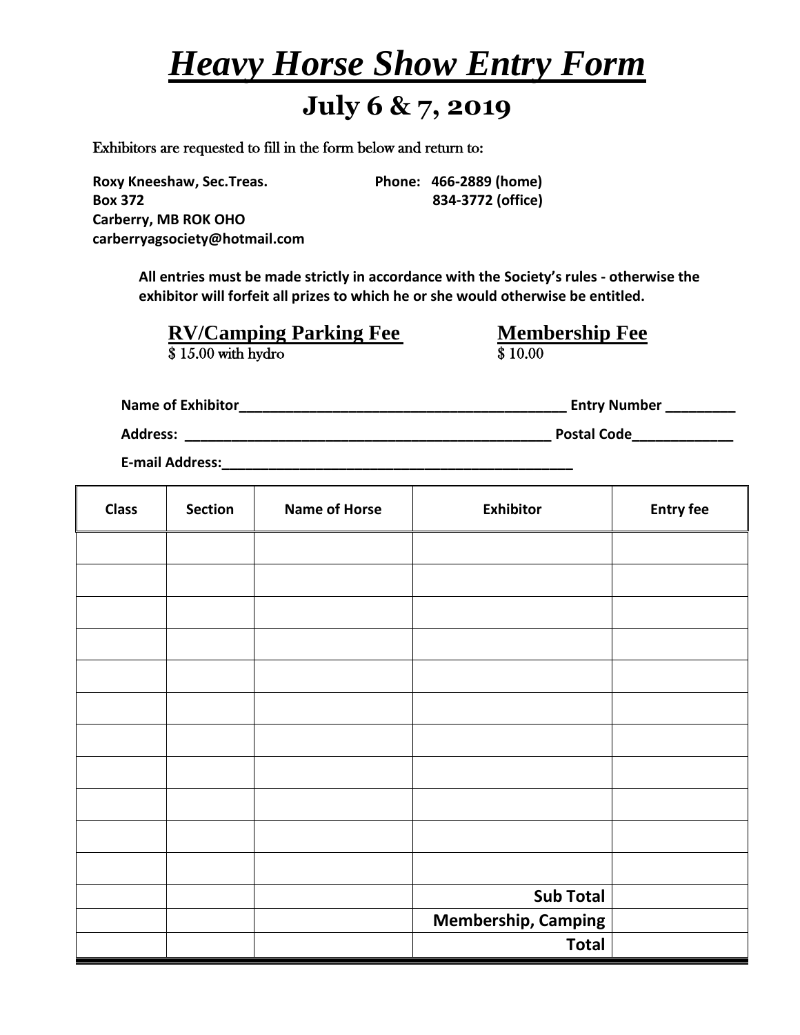# ***Heavy Horse Show Entry Form***

## July 6 & 7, 2019

Exhibitors are requested to fill in the form below and return to:

**Roxy Kneeshaw, Sec.Treas.**
**Box 372**
**Carberry, MB ROK OHO**
**carberryagsociety@hotmail.com**

**Phone: 466-2889 (home)**
**834-3772 (office)**

**All entries must be made strictly in accordance with the Society's rules - otherwise the exhibitor will forfeit all prizes to which he or she would otherwise be entitled.**

**RV/Camping Parking Fee**
$ 15.00 with hydro

**Membership Fee**
$ 10.00

**Name of Exhibitor**_____________________________________________ **Entry Number** _________

**Address:** ________________________________________________ **Postal Code**_____________

**E-mail Address:**_______________________________________________

| Class | Section | Name of Horse | Exhibitor | Entry fee |
|---|---|---|---|---|
| | | | | |
| | | | | |
| | | | | |
| | | | | |
| | | | | |
| | | | | |
| | | | | |
| | | | | |
| | | | | |
| | | | | |
| | | | | |
| | | | **Sub Total** | |
| | | | **Membership, Camping** | |
| | | | **Total** | |